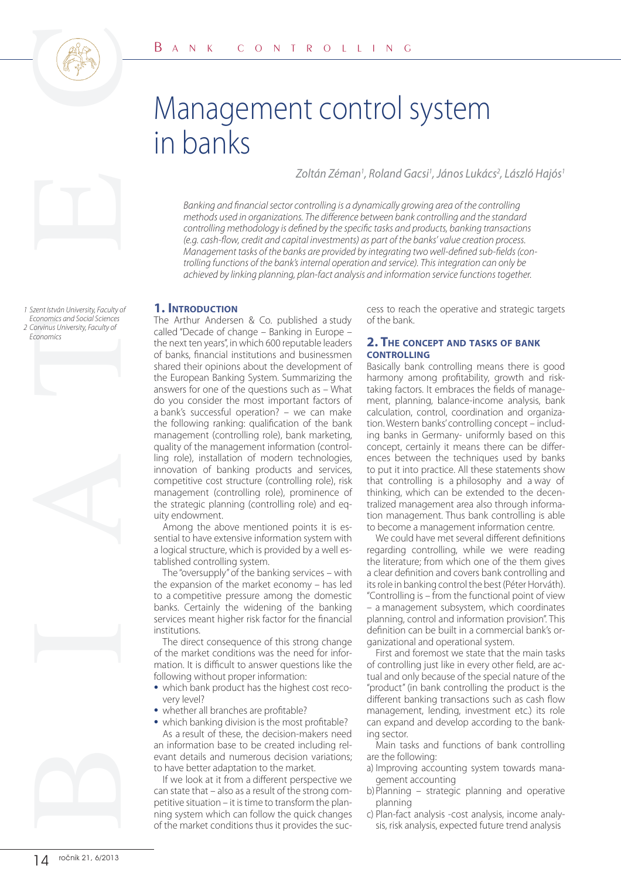# Management control system in banks

*Zoltán Zéman[1], Roland Gacsi[1], János Lukács[2], László Hajós[1]*

*Banking and financial sector controlling is a dynamically growing area of the controlling methods used in organizations. The difference between bank controlling and the standard controlling methodology is defined by the specific tasks and products, banking transactions (e.g. cash-flow, credit and capital investments) as part of the banks' value creation process. Management tasks of the banks are provided by integrating two well-defined sub-fields (controlling functions of the bank's internal operation and service). This integration can only be achieved by linking planning, plan-fact analysis and information service functions together.*

*1 Szent István University, Faculty of Economics and Social Sciences*
*2 Corvinus University, Faculty of Economics*

## 1. Introduction

The Arthur Andersen & Co. published a study called "Decade of change – Banking in Europe – the next ten years", in which 600 reputable leaders of banks, financial institutions and businessmen shared their opinions about the development of the European Banking System. Summarizing the answers for one of the questions such as – What do you consider the most important factors of a bank's successful operation? – we can make the following ranking: qualification of the bank management (controlling role), bank marketing, quality of the management information (controlling role), installation of modern technologies, innovation of banking products and services, competitive cost structure (controlling role), risk management (controlling role), prominence of the strategic planning (controlling role) and equity endowment.

Among the above mentioned points it is essential to have extensive information system with a logical structure, which is provided by a well established controlling system.

The "oversupply" of the banking services – with the expansion of the market economy – has led to a competitive pressure among the domestic banks. Certainly the widening of the banking services meant higher risk factor for the financial institutions.

The direct consequence of this strong change of the market conditions was the need for information. It is difficult to answer questions like the following without proper information:

- which bank product has the highest cost recovery level?
- whether all branches are profitable?
- which banking division is the most profitable?

As a result of these, the decision-makers need an information base to be created including relevant details and numerous decision variations; to have better adaptation to the market.

If we look at it from a different perspective we can state that – also as a result of the strong competitive situation – it is time to transform the planning system which can follow the quick changes of the market conditions thus it provides the success to reach the operative and strategic targets of the bank.

## 2. The concept and tasks of bank controlling

Basically bank controlling means there is good harmony among profitability, growth and risk-taking factors. It embraces the fields of management, planning, balance-income analysis, bank calculation, control, coordination and organization. Western banks' controlling concept – including banks in Germany- uniformly based on this concept, certainly it means there can be differences between the techniques used by banks to put it into practice. All these statements show that controlling is a philosophy and a way of thinking, which can be extended to the decentralized management area also through information management. Thus bank controlling is able to become a management information centre.

We could have met several different definitions regarding controlling, while we were reading the literature; from which one of the them gives a clear definition and covers bank controlling and its role in banking control the best (Péter Horváth). "Controlling is – from the functional point of view – a management subsystem, which coordinates planning, control and information provision". This definition can be built in a commercial bank's organizational and operational system.

First and foremost we state that the main tasks of controlling just like in every other field, are actual and only because of the special nature of the "product" (in bank controlling the product is the different banking transactions such as cash flow management, lending, investment etc.) its role can expand and develop according to the banking sector.

Main tasks and functions of bank controlling are the following:

a) Improving accounting system towards management accounting
b) Planning – strategic planning and operative planning
c) Plan-fact analysis -cost analysis, income analysis, risk analysis, expected future trend analysis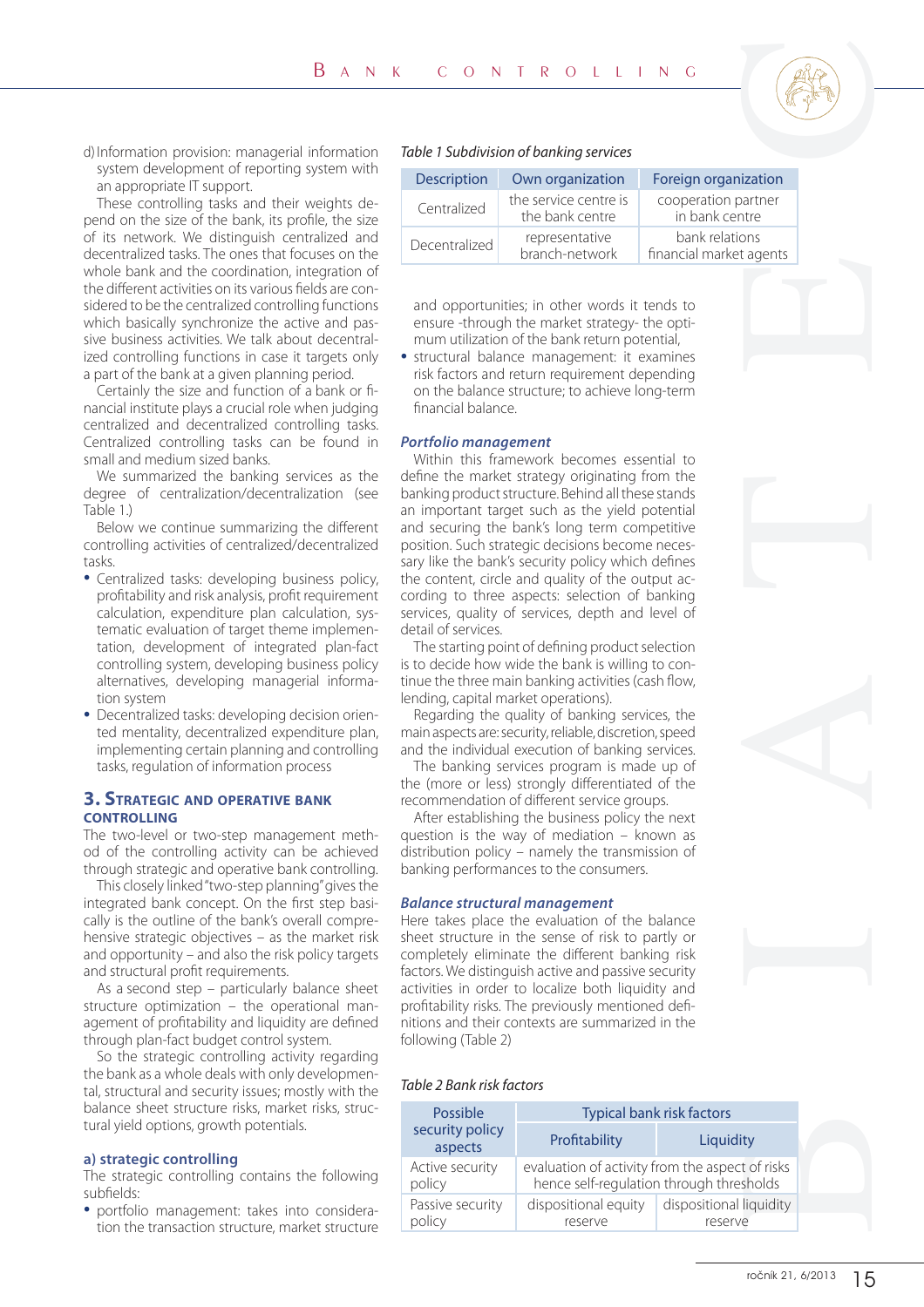d) Information provision: managerial information system development of reporting system with an appropriate IT support.

These controlling tasks and their weights depend on the size of the bank, its profile, the size of its network. We distinguish centralized and decentralized tasks. The ones that focuses on the whole bank and the coordination, integration of the different activities on its various fields are considered to be the centralized controlling functions which basically synchronize the active and passive business activities. We talk about decentralized controlling functions in case it targets only a part of the bank at a given planning period.

Certainly the size and function of a bank or financial institute plays a crucial role when judging centralized and decentralized controlling tasks. Centralized controlling tasks can be found in small and medium sized banks.

We summarized the banking services as the degree of centralization/decentralization (see Table 1.)

Below we continue summarizing the different controlling activities of centralized/decentralized tasks.

- Centralized tasks: developing business policy, profitability and risk analysis, profit requirement calculation, expenditure plan calculation, systematic evaluation of target theme implementation, development of integrated plan-fact controlling system, developing business policy alternatives, developing managerial information system
- Decentralized tasks: developing decision oriented mentality, decentralized expenditure plan, implementing certain planning and controlling tasks, regulation of information process

## 3. Strategic and operative bank controlling

The two-level or two-step management method of the controlling activity can be achieved through strategic and operative bank controlling.

This closely linked "two-step planning" gives the integrated bank concept. On the first step basically is the outline of the bank's overall comprehensive strategic objectives – as the market risk and opportunity – and also the risk policy targets and structural profit requirements.

As a second step – particularly balance sheet structure optimization – the operational management of profitability and liquidity are defined through plan-fact budget control system.

So the strategic controlling activity regarding the bank as a whole deals with only developmental, structural and security issues; mostly with the balance sheet structure risks, market risks, structural yield options, growth potentials.

### a) strategic controlling

The strategic controlling contains the following subfields:

- portfolio management: takes into consideration the transaction structure, market structure and opportunities; in other words it tends to ensure -through the market strategy- the optimum utilization of the bank return potential,
- structural balance management: it examines risk factors and return requirement depending on the balance structure; to achieve long-term financial balance.

*Table 1 Subdivision of banking services*

| Description | Own organization | Foreign organization |
|---|---|---|
| Centralized | the service centre is the bank centre | cooperation partner in bank centre |
| Decentralized | representative branch-network | bank relations financial market agents |

#### *Portfolio management*

Within this framework becomes essential to define the market strategy originating from the banking product structure. Behind all these stands an important target such as the yield potential and securing the bank's long term competitive position. Such strategic decisions become necessary like the bank's security policy which defines the content, circle and quality of the output according to three aspects: selection of banking services, quality of services, depth and level of detail of services.

The starting point of defining product selection is to decide how wide the bank is willing to continue the three main banking activities (cash flow, lending, capital market operations).

Regarding the quality of banking services, the main aspects are: security, reliable, discretion, speed and the individual execution of banking services.

The banking services program is made up of the (more or less) strongly differentiated of the recommendation of different service groups.

After establishing the business policy the next question is the way of mediation – known as distribution policy – namely the transmission of banking performances to the consumers.

#### *Balance structural management*

Here takes place the evaluation of the balance sheet structure in the sense of risk to partly or completely eliminate the different banking risk factors. We distinguish active and passive security activities in order to localize both liquidity and profitability risks. The previously mentioned definitions and their contexts are summarized in the following (Table 2)

*Table 2 Bank risk factors*

| Possible security policy aspects | Typical bank risk factors | |
|---|---|---|
| | Profitability | Liquidity |
| Active security policy | evaluation of activity from the aspect of risks hence self-regulation through thresholds | |
| Passive security policy | dispositional equity reserve | dispositional liquidity reserve |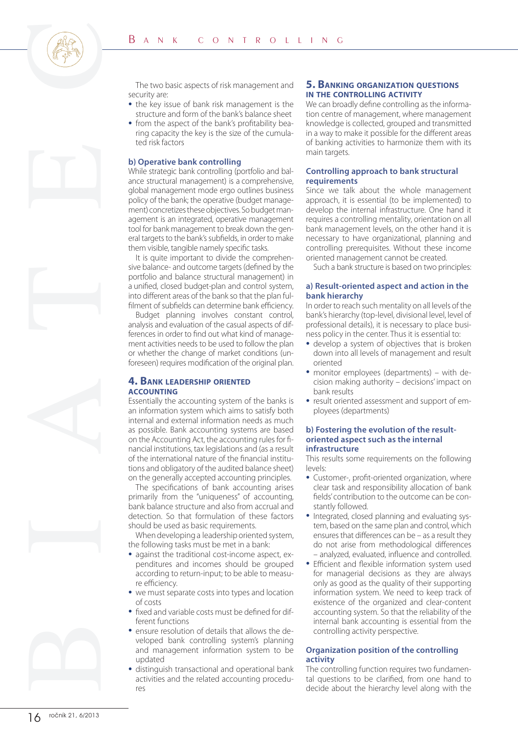The two basic aspects of risk management and security are:

- the key issue of bank risk management is the structure and form of the bank's balance sheet
- from the aspect of the bank's profitability bearing capacity the key is the size of the cumulated risk factors

### b) Operative bank controlling

While strategic bank controlling (portfolio and balance structural management) is a comprehensive, global management mode ergo outlines business policy of the bank; the operative (budget management) concretizes these objectives. So budget management is an integrated, operative management tool for bank management to break down the general targets to the bank's subfields, in order to make them visible, tangible namely specific tasks.

It is quite important to divide the comprehensive balance- and outcome targets (defined by the portfolio and balance structural management) in a unified, closed budget-plan and control system, into different areas of the bank so that the plan fulfilment of subfields can determine bank efficiency.

Budget planning involves constant control, analysis and evaluation of the casual aspects of differences in order to find out what kind of management activities needs to be used to follow the plan or whether the change of market conditions (unforeseen) requires modification of the original plan.

## 4. Bank leadership oriented accounting

Essentially the accounting system of the banks is an information system which aims to satisfy both internal and external information needs as much as possible. Bank accounting systems are based on the Accounting Act, the accounting rules for financial institutions, tax legislations and (as a result of the international nature of the financial institutions and obligatory of the audited balance sheet) on the generally accepted accounting principles.

The specifications of bank accounting arises primarily from the "uniqueness" of accounting, bank balance structure and also from accrual and detection. So that formulation of these factors should be used as basic requirements.

When developing a leadership oriented system, the following tasks must be met in a bank:

- against the traditional cost-income aspect, expenditures and incomes should be grouped according to return-input; to be able to measure efficiency.
- we must separate costs into types and location of costs
- fixed and variable costs must be defined for different functions
- ensure resolution of details that allows the developed bank controlling system's planning and management information system to be updated
- distinguish transactional and operational bank activities and the related accounting procedures

## 5. Banking organization questions in the controlling activity

We can broadly define controlling as the information centre of management, where management knowledge is collected, grouped and transmitted in a way to make it possible for the different areas of banking activities to harmonize them with its main targets.

### Controlling approach to bank structural requirements

Since we talk about the whole management approach, it is essential (to be implemented) to develop the internal infrastructure. One hand it requires a controlling mentality, orientation on all bank management levels, on the other hand it is necessary to have organizational, planning and controlling prerequisites. Without these income oriented management cannot be created.

Such a bank structure is based on two principles:

### a) Result-oriented aspect and action in the bank hierarchy

In order to reach such mentality on all levels of the bank's hierarchy (top-level, divisional level, level of professional details), it is necessary to place business policy in the center. Thus it is essential to:

- develop a system of objectives that is broken down into all levels of management and result oriented
- monitor employees (departments) – with decision making authority – decisions' impact on bank results
- result oriented assessment and support of employees (departments)

### b) Fostering the evolution of the result-oriented aspect such as the internal infrastructure

This results some requirements on the following levels:

- Customer-, profit-oriented organization, where clear task and responsibility allocation of bank fields' contribution to the outcome can be constantly followed.
- Integrated, closed planning and evaluating system, based on the same plan and control, which ensures that differences can be – as a result they do not arise from methodological differences – analyzed, evaluated, influence and controlled.
- Efficient and flexible information system used for managerial decisions as they are always only as good as the quality of their supporting information system. We need to keep track of existence of the organized and clear-content accounting system. So that the reliability of the internal bank accounting is essential from the controlling activity perspective.

### Organization position of the controlling activity

The controlling function requires two fundamental questions to be clarified, from one hand to decide about the hierarchy level along with the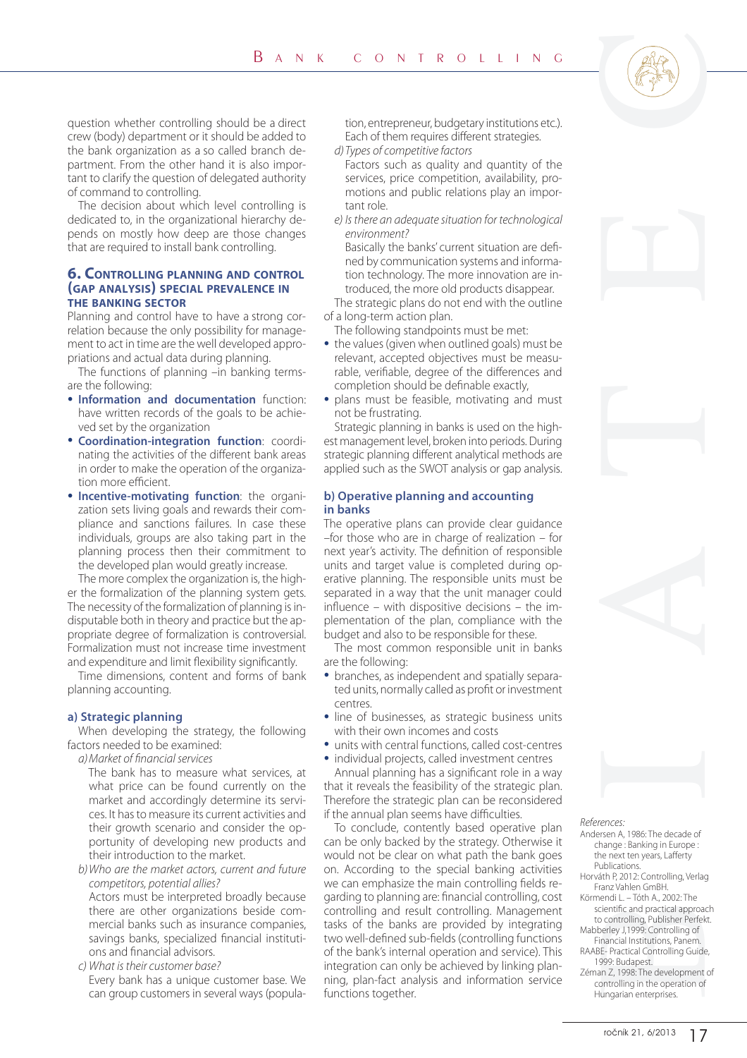question whether controlling should be a direct crew (body) department or it should be added to the bank organization as a so called branch department. From the other hand it is also important to clarify the question of delegated authority of command to controlling.

The decision about which level controlling is dedicated to, in the organizational hierarchy depends on mostly how deep are those changes that are required to install bank controlling.

## 6. Controlling planning and control (gap analysis) special prevalence in the banking sector

Planning and control have to have a strong correlation because the only possibility for management to act in time are the well developed appropriations and actual data during planning.

The functions of planning –in banking terms- are the following:

- **Information and documentation** function: have written records of the goals to be achieved set by the organization
- **Coordination-integration function**: coordinating the activities of the different bank areas in order to make the operation of the organization more efficient.
- **Incentive-motivating function**: the organization sets living goals and rewards their compliance and sanctions failures. In case these individuals, groups are also taking part in the planning process then their commitment to the developed plan would greatly increase.

The more complex the organization is, the higher the formalization of the planning system gets. The necessity of the formalization of planning is indisputable both in theory and practice but the appropriate degree of formalization is controversial. Formalization must not increase time investment and expenditure and limit flexibility significantly.

Time dimensions, content and forms of bank planning accounting.

### a) Strategic planning

When developing the strategy, the following factors needed to be examined:

*a) Market of financial services*

The bank has to measure what services, at what price can be found currently on the market and accordingly determine its services. It has to measure its current activities and their growth scenario and consider the opportunity of developing new products and their introduction to the market.

*b) Who are the market actors, current and future competitors, potential allies?*

Actors must be interpreted broadly because there are other organizations beside commercial banks such as insurance companies, savings banks, specialized financial institutions and financial advisors.

*c) What is their customer base?*

Every bank has a unique customer base. We can group customers in several ways (population, entrepreneur, budgetary institutions etc.). Each of them requires different strategies.

*d) Types of competitive factors*

Factors such as quality and quantity of the services, price competition, availability, promotions and public relations play an important role.

*e) Is there an adequate situation for technological environment?*

Basically the banks' current situation are defined by communication systems and information technology. The more innovation are introduced, the more old products disappear.

The strategic plans do not end with the outline of a long-term action plan.

The following standpoints must be met:

- the values (given when outlined goals) must be relevant, accepted objectives must be measurable, verifiable, degree of the differences and completion should be definable exactly,
- plans must be feasible, motivating and must not be frustrating.

Strategic planning in banks is used on the highest management level, broken into periods. During strategic planning different analytical methods are applied such as the SWOT analysis or gap analysis.

### b) Operative planning and accounting in banks

The operative plans can provide clear guidance –for those who are in charge of realization – for next year's activity. The definition of responsible units and target value is completed during operative planning. The responsible units must be separated in a way that the unit manager could influence – with dispositive decisions – the implementation of the plan, compliance with the budget and also to be responsible for these.

The most common responsible unit in banks are the following:

- branches, as independent and spatially separated units, normally called as profit or investment centres.
- line of businesses, as strategic business units with their own incomes and costs
- units with central functions, called cost-centres
- individual projects, called investment centres

Annual planning has a significant role in a way that it reveals the feasibility of the strategic plan. Therefore the strategic plan can be reconsidered if the annual plan seems have difficulties.

To conclude, contently based operative plan can be only backed by the strategy. Otherwise it would not be clear on what path the bank goes on. According to the special banking activities we can emphasize the main controlling fields regarding to planning are: financial controlling, cost controlling and result controlling. Management tasks of the banks are provided by integrating two well-defined sub-fields (controlling functions of the bank's internal operation and service). This integration can only be achieved by linking planning, plan-fact analysis and information service functions together.

*References:*

Andersen A, 1986: The decade of change : Banking in Europe : the next ten years, Lafferty Publications.

Horváth P, 2012: Controlling, Verlag Franz Vahlen GmBH.

Körmendi L. – Tóth A., 2002: The scientific and practical approach to controlling, Publisher Perfekt.

Mabberley J,1999: Controlling of Financial Institutions, Panem.

RAABE- Practical Controlling Guide, 1999: Budapest.

Zéman Z, 1998: The development of controlling in the operation of Hungarian enterprises.